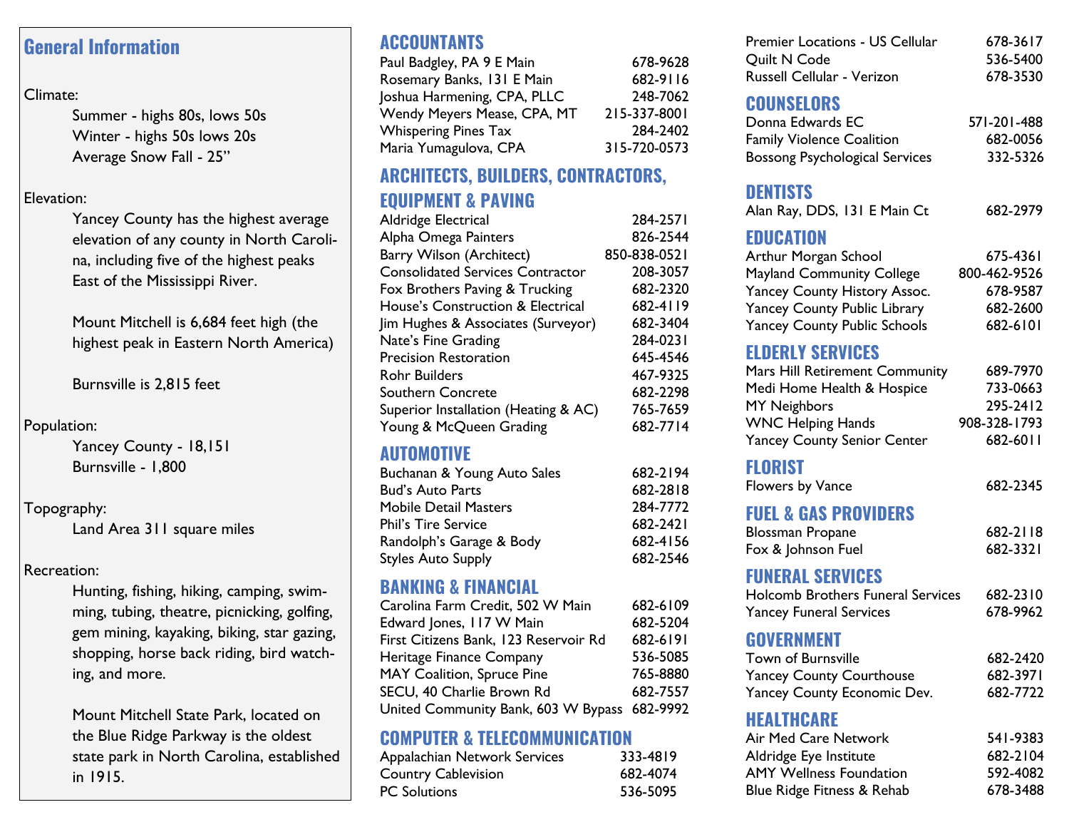## General Information

Climate:

Summer - highs 80s, lows 50s
Winter - highs 50s lows 20s
Average Snow Fall - 25"

Elevation:

Yancey County has the highest average elevation of any county in North Carolina, including five of the highest peaks East of the Mississippi River.

Mount Mitchell is 6,684 feet high (the highest peak in Eastern North America)

Burnsville is 2,815 feet

Population:

Yancey County - 18,151
Burnsville - 1,800

Topography:

Land Area 311 square miles

Recreation:

Hunting, fishing, hiking, camping, swimming, tubing, theatre, picnicking, golfing, gem mining, kayaking, biking, star gazing, shopping, horse back riding, bird watching, and more.

Mount Mitchell State Park, located on the Blue Ridge Parkway is the oldest state park in North Carolina, established in 1915.

## ACCOUNTANTS

| | |
|---|---|
| Paul Badgley, PA 9 E Main | 678-9628 |
| Rosemary Banks, 131 E Main | 682-9116 |
| Joshua Harmening, CPA, PLLC | 248-7062 |
| Wendy Meyers Mease, CPA, MT | 215-337-8001 |
| Whispering Pines Tax | 284-2402 |
| Maria Yumagulova, CPA | 315-720-0573 |

## ARCHITECTS, BUILDERS, CONTRACTORS, EQUIPMENT & PAVING

| | |
|---|---|
| Aldridge Electrical | 284-2571 |
| Alpha Omega Painters | 826-2544 |
| Barry Wilson (Architect) | 850-838-0521 |
| Consolidated Services Contractor | 208-3057 |
| Fox Brothers Paving & Trucking | 682-2320 |
| House's Construction & Electrical | 682-4119 |
| Jim Hughes & Associates (Surveyor) | 682-3404 |
| Nate's Fine Grading | 284-0231 |
| Precision Restoration | 645-4546 |
| Rohr Builders | 467-9325 |
| Southern Concrete | 682-2298 |
| Superior Installation (Heating & AC) | 765-7659 |
| Young & McQueen Grading | 682-7714 |

## AUTOMOTIVE

| | |
|---|---|
| Buchanan & Young Auto Sales | 682-2194 |
| Bud's Auto Parts | 682-2818 |
| Mobile Detail Masters | 284-7772 |
| Phil's Tire Service | 682-2421 |
| Randolph's Garage & Body | 682-4156 |
| Styles Auto Supply | 682-2546 |

## BANKING & FINANCIAL

| | |
|---|---|
| Carolina Farm Credit, 502 W Main | 682-6109 |
| Edward Jones, 117 W Main | 682-5204 |
| First Citizens Bank, 123 Reservoir Rd | 682-6191 |
| Heritage Finance Company | 536-5085 |
| MAY Coalition, Spruce Pine | 765-8880 |
| SECU, 40 Charlie Brown Rd | 682-7557 |
| United Community Bank, 603 W Bypass | 682-9992 |

## COMPUTER & TELECOMMUNICATION

| | |
|---|---|
| Appalachian Network Services | 333-4819 |
| Country Cablevision | 682-4074 |
| PC Solutions | 536-5095 |
| Premier Locations - US Cellular | 678-3617 |
| Quilt N Code | 536-5400 |
| Russell Cellular - Verizon | 678-3530 |

## COUNSELORS

| | |
|---|---|
| Donna Edwards EC | 571-201-488 |
| Family Violence Coalition | 682-0056 |
| Bossong Psychological Services | 332-5326 |

## DENTISTS

| | |
|---|---|
| Alan Ray, DDS, 131 E Main Ct | 682-2979 |

## EDUCATION

| | |
|---|---|
| Arthur Morgan School | 675-4361 |
| Mayland Community College | 800-462-9526 |
| Yancey County History Assoc. | 678-9587 |
| Yancey County Public Library | 682-2600 |
| Yancey County Public Schools | 682-6101 |

## ELDERLY SERVICES

| | |
|---|---|
| Mars Hill Retirement Community | 689-7970 |
| Medi Home Health & Hospice | 733-0663 |
| MY Neighbors | 295-2412 |
| WNC Helping Hands | 908-328-1793 |
| Yancey County Senior Center | 682-6011 |

## FLORIST

| | |
|---|---|
| Flowers by Vance | 682-2345 |

## FUEL & GAS PROVIDERS

| | |
|---|---|
| Blossman Propane | 682-2118 |
| Fox & Johnson Fuel | 682-3321 |

## FUNERAL SERVICES

| | |
|---|---|
| Holcomb Brothers Funeral Services | 682-2310 |
| Yancey Funeral Services | 678-9962 |

## GOVERNMENT

| | |
|---|---|
| Town of Burnsville | 682-2420 |
| Yancey County Courthouse | 682-3971 |
| Yancey County Economic Dev. | 682-7722 |

## HEALTHCARE

| | |
|---|---|
| Air Med Care Network | 541-9383 |
| Aldridge Eye Institute | 682-2104 |
| AMY Wellness Foundation | 592-4082 |
| Blue Ridge Fitness & Rehab | 678-3488 |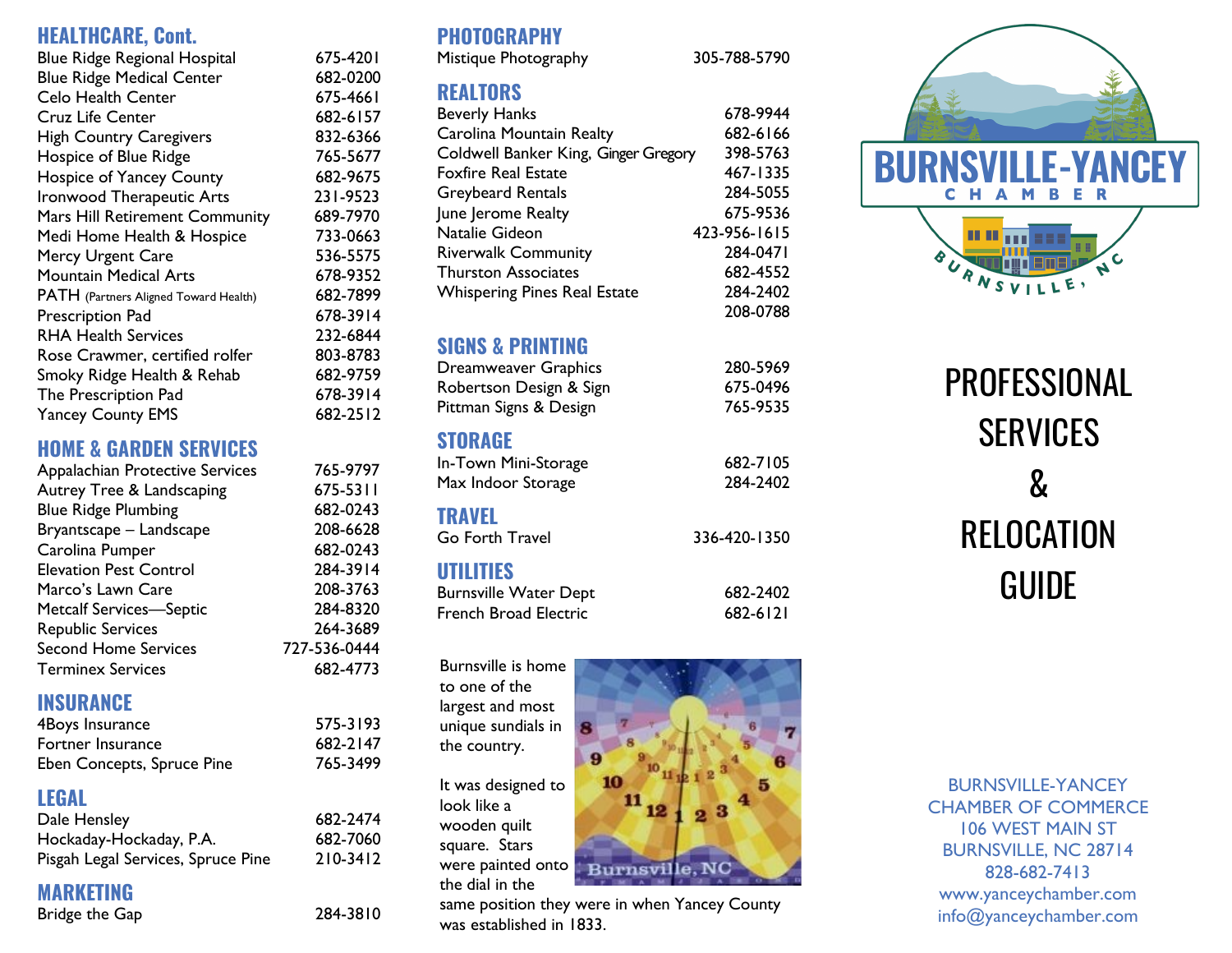## HEALTHCARE, Cont.

| | |
|---|---|
| Blue Ridge Regional Hospital | 675-4201 |
| Blue Ridge Medical Center | 682-0200 |
| Celo Health Center | 675-4661 |
| Cruz Life Center | 682-6157 |
| High Country Caregivers | 832-6366 |
| Hospice of Blue Ridge | 765-5677 |
| Hospice of Yancey County | 682-9675 |
| Ironwood Therapeutic Arts | 231-9523 |
| Mars Hill Retirement Community | 689-7970 |
| Medi Home Health & Hospice | 733-0663 |
| Mercy Urgent Care | 536-5575 |
| Mountain Medical Arts | 678-9352 |
| PATH (Partners Aligned Toward Health) | 682-7899 |
| Prescription Pad | 678-3914 |
| RHA Health Services | 232-6844 |
| Rose Crawmer, certified rolfer | 803-8783 |
| Smoky Ridge Health & Rehab | 682-9759 |
| The Prescription Pad | 678-3914 |
| Yancey County EMS | 682-2512 |

## HOME & GARDEN SERVICES

| | |
|---|---|
| Appalachian Protective Services | 765-9797 |
| Autrey Tree & Landscaping | 675-5311 |
| Blue Ridge Plumbing | 682-0243 |
| Bryantscape – Landscape | 208-6628 |
| Carolina Pumper | 682-0243 |
| Elevation Pest Control | 284-3914 |
| Marco's Lawn Care | 208-3763 |
| Metcalf Services—Septic | 284-8320 |
| Republic Services | 264-3689 |
| Second Home Services | 727-536-0444 |
| Terminex Services | 682-4773 |

## INSURANCE

| | |
|---|---|
| 4Boys Insurance | 575-3193 |
| Fortner Insurance | 682-2147 |
| Eben Concepts, Spruce Pine | 765-3499 |

## LEGAL

| | |
|---|---|
| Dale Hensley | 682-2474 |
| Hockaday-Hockaday, P.A. | 682-7060 |
| Pisgah Legal Services, Spruce Pine | 210-3412 |

## MARKETING

| | |
|---|---|
| Bridge the Gap | 284-3810 |

## PHOTOGRAPHY

| | |
|---|---|
| Mistique Photography | 305-788-5790 |

## REALTORS

| | |
|---|---|
| Beverly Hanks | 678-9944 |
| Carolina Mountain Realty | 682-6166 |
| Coldwell Banker King, Ginger Gregory | 398-5763 |
| Foxfire Real Estate | 467-1335 |
| Greybeard Rentals | 284-5055 |
| June Jerome Realty | 675-9536 |
| Natalie Gideon | 423-956-1615 |
| Riverwalk Community | 284-0471 |
| Thurston Associates | 682-4552 |
| Whispering Pines Real Estate | 284-2402 |
| | 208-0788 |

## SIGNS & PRINTING

| | |
|---|---|
| Dreamweaver Graphics | 280-5969 |
| Robertson Design & Sign | 675-0496 |
| Pittman Signs & Design | 765-9535 |

## STORAGE

| | |
|---|---|
| In-Town Mini-Storage | 682-7105 |
| Max Indoor Storage | 284-2402 |

## TRAVEL

| | |
|---|---|
| Go Forth Travel | 336-420-1350 |

## UTILITIES

| | |
|---|---|
| Burnsville Water Dept | 682-2402 |
| French Broad Electric | 682-6121 |

Burnsville is home to one of the largest and most unique sundials in the country.

It was designed to look like a wooden quilt square. Stars were painted onto the dial in the same position they were in when Yancey County was established in 1833.

Burnsville, NC

BURNSVILLE-YANCEY CHAMBER

BURNSVILLE, NC

# PROFESSIONAL SERVICES & RELOCATION GUIDE

BURNSVILLE-YANCEY CHAMBER OF COMMERCE
106 WEST MAIN ST
BURNSVILLE, NC 28714
828-682-7413
www.yanceychamber.com
info@yanceychamber.com